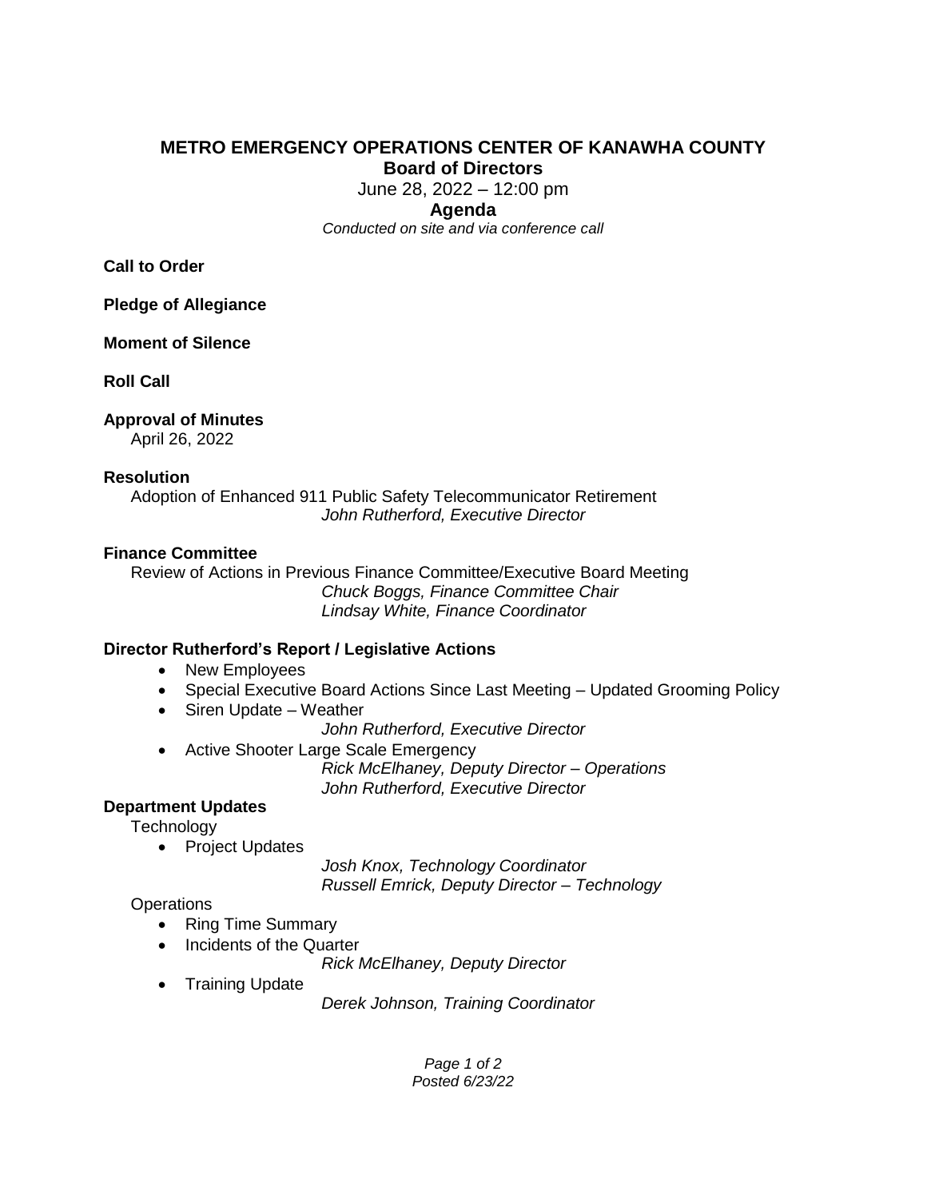# METRO EMERGENCY OPERATIONS CENTER OF KANAWHA COUNTY

## Board of Directors

June 28, 2022 – 12:00 pm

## Agenda

*Conducted on site and via conference call*

**Call to Order**

**Pledge of Allegiance**

**Moment of Silence**

**Roll Call**

**Approval of Minutes**

April 26, 2022

**Resolution**

Adoption of Enhanced 911 Public Safety Telecommunicator Retirement

*John Rutherford, Executive Director*

**Finance Committee**

Review of Actions in Previous Finance Committee/Executive Board Meeting

*Chuck Boggs, Finance Committee Chair*
*Lindsay White, Finance Coordinator*

**Director Rutherford's Report / Legislative Actions**

- New Employees
- Special Executive Board Actions Since Last Meeting – Updated Grooming Policy
- Siren Update – Weather

*John Rutherford, Executive Director*

- Active Shooter Large Scale Emergency

*Rick McElhaney, Deputy Director – Operations*
*John Rutherford, Executive Director*

**Department Updates**

Technology

- Project Updates

*Josh Knox, Technology Coordinator*
*Russell Emrick, Deputy Director – Technology*

Operations

- Ring Time Summary
- Incidents of the Quarter

*Rick McElhaney, Deputy Director*

- Training Update

*Derek Johnson, Training Coordinator*

*Posted 6/23/22*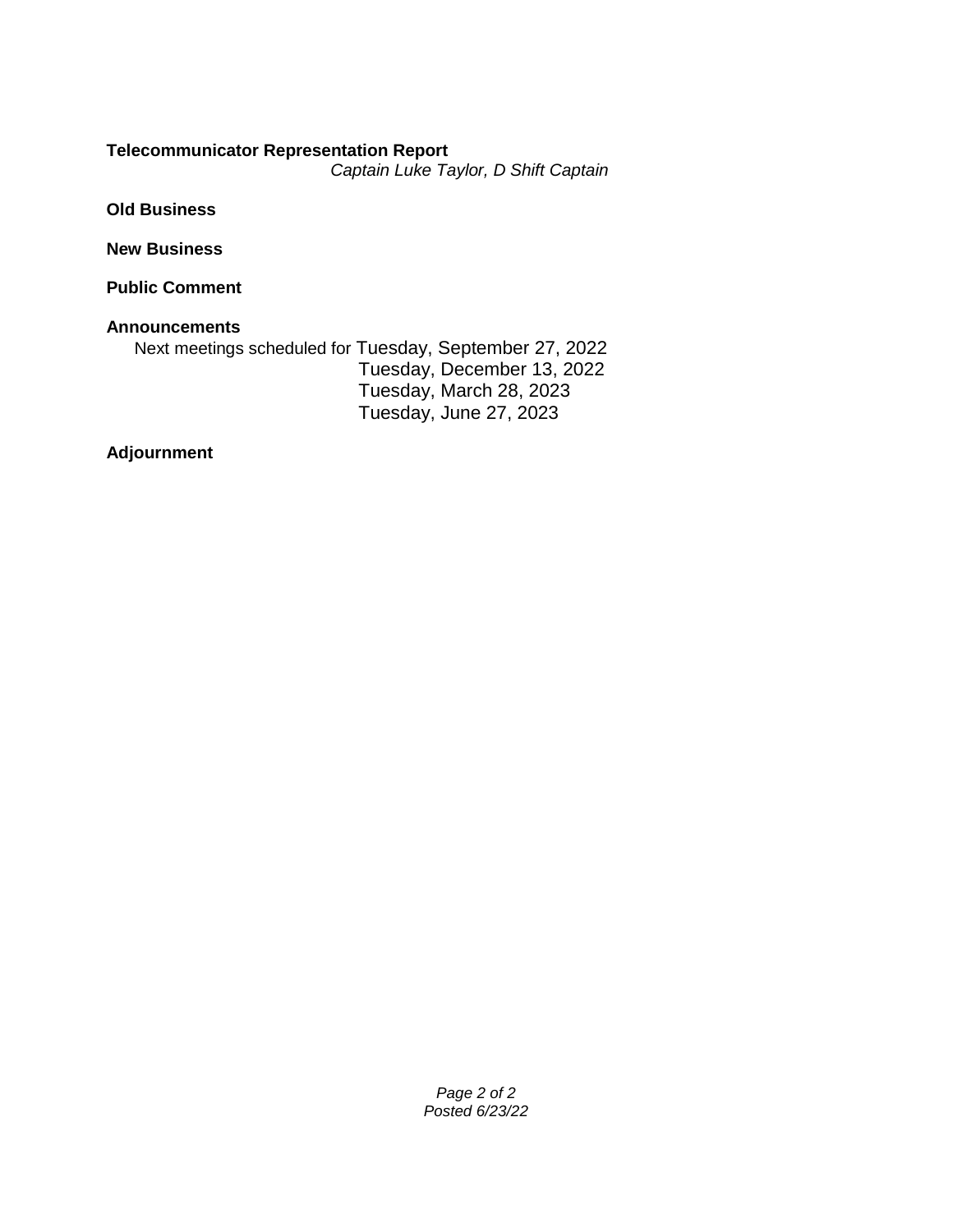**Telecommunicator Representation Report**

*Captain Luke Taylor, D Shift Captain*

**Old Business**

**New Business**

**Public Comment**

**Announcements**

Next meetings scheduled for Tuesday, September 27, 2022
Tuesday, December 13, 2022
Tuesday, March 28, 2023
Tuesday, June 27, 2023

**Adjournment**

*Posted 6/23/22*